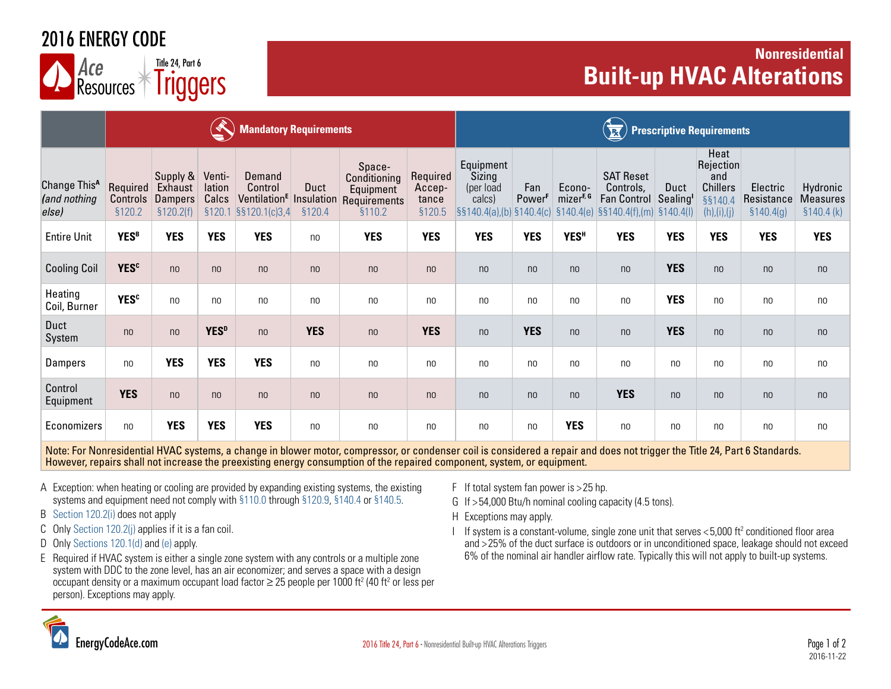# 2016 ENERGY CODE

Ace Resources — Title 24, Part 6 Triggers

## Nonresidential Built-up HVAC Alterations

| | Mandatory Requirements | | | | | | | Prescriptive Requirements | | | | | | | |
|---|---|---|---|---|---|---|---|---|---|---|---|---|---|---|---|
| Change This[A] *(and nothing else)* | Required Controls §120.2 | Supply & Exhaust Dampers §120.2(f) | Ventilation Calcs §120.1 | Demand Control Ventilation[E] §§120.1(c)3,4 | Duct Insulation §120.4 | Space-Conditioning Equipment Requirements §110.2 | Required Acceptance §120.5 | Equipment Sizing (per load calcs) §§140.4(a),(b) | Fan Power[F] §140.4(c) | Economizer[F, G] §140.4(e) | SAT Reset Controls, Fan Control §§140.4(f),(m) | Duct Sealing[I] §140.4(l) | Heat Rejection and Chillers §§140.4 (h),(i),(j) | Electric Resistance §140.4(g) | Hydronic Measures §140.4 (k) |
| Entire Unit | **YES[B]** | **YES** | **YES** | **YES** | no | **YES** | **YES** | **YES** | **YES** | **YES[H]** | **YES** | **YES** | **YES** | **YES** | **YES** |
| Cooling Coil | **YES[C]** | no | no | no | no | no | no | no | no | no | no | **YES** | no | no | no |
| Heating Coil, Burner | **YES[C]** | no | no | no | no | no | no | no | no | no | no | **YES** | no | no | no |
| Duct System | no | no | **YES[D]** | no | **YES** | no | **YES** | no | **YES** | no | no | **YES** | no | no | no |
| Dampers | no | **YES** | **YES** | **YES** | no | no | no | no | no | no | no | no | no | no | no |
| Control Equipment | **YES** | no | no | no | no | no | no | no | no | no | **YES** | no | no | no | no |
| Economizers | no | **YES** | **YES** | **YES** | no | no | no | no | no | **YES** | no | no | no | no | no |

Note: For Nonresidential HVAC systems, a change in blower motor, compressor, or condenser coil is considered a repair and does not trigger the Title 24, Part 6 Standards. However, repairs shall not increase the preexisting energy consumption of the repaired component, system, or equipment.

- A Exception: when heating or cooling are provided by expanding existing systems, the existing systems and equipment need not comply with §110.0 through §120.9, §140.4 or §140.5.
- B Section 120.2(i) does not apply
- C Only Section 120.2(j) applies if it is a fan coil.
- D Only Sections 120.1(d) and (e) apply.
- E Required if HVAC system is either a single zone system with any controls or a multiple zone system with DDC to the zone level, has an air economizer; and serves a space with a design occupant density or a maximum occupant load factor ≥ 25 people per 1000 ft² (40 ft² or less per person). Exceptions may apply.
- F If total system fan power is >25 hp.
- G If >54,000 Btu/h nominal cooling capacity (4.5 tons).
- H Exceptions may apply.
- I If system is a constant-volume, single zone unit that serves <5,000 ft² conditioned floor area and >25% of the duct surface is outdoors or in unconditioned space, leakage should not exceed 6% of the nominal air handler airflow rate. Typically this will not apply to built-up systems.

EnergyCodeAce.com

2016 Title 24, Part 6 - Nonresidential Built-up HVAC Alterations Triggers

2016-11-22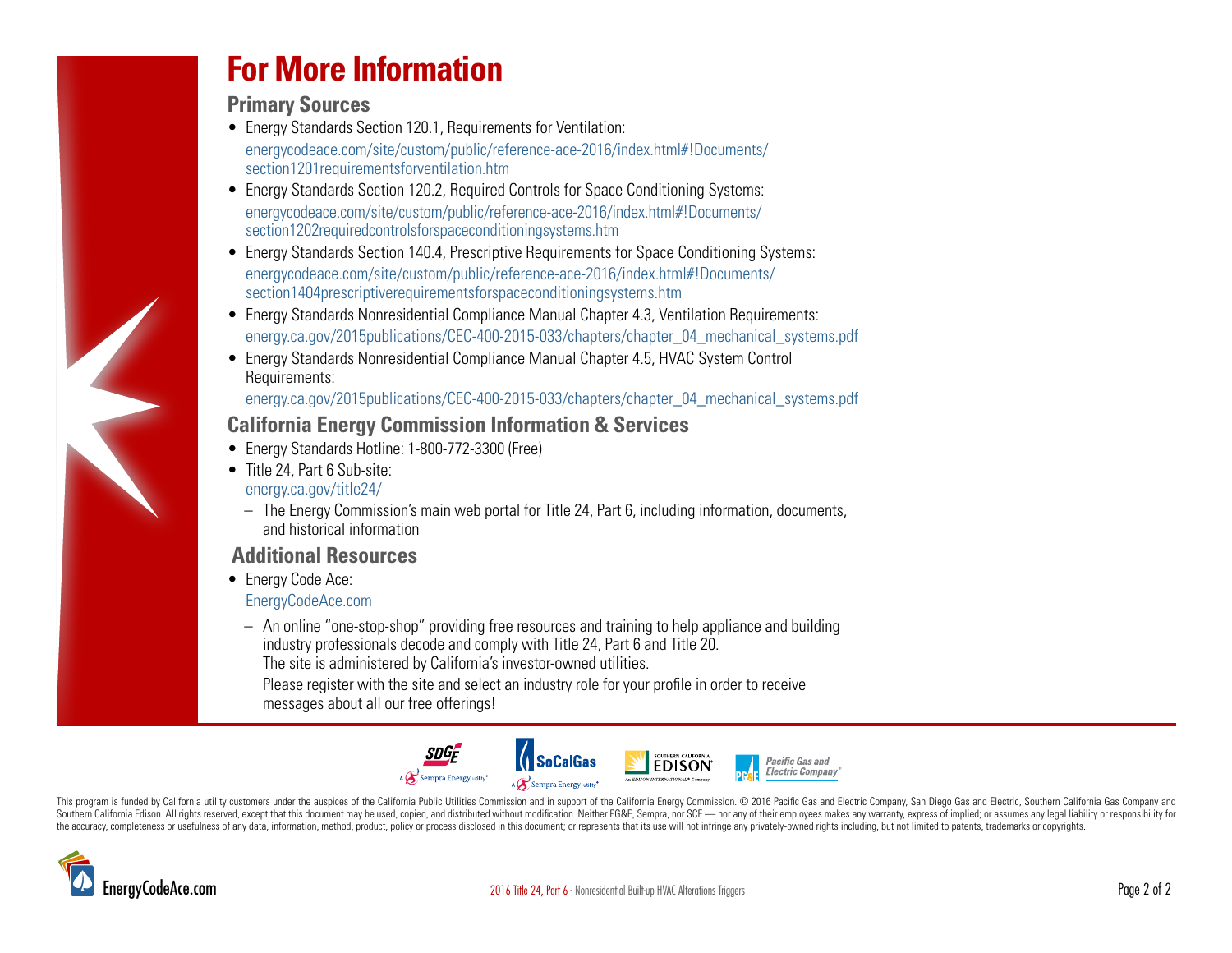# For More Information

## Primary Sources

- Energy Standards Section 120.1, Requirements for Ventilation:
  energycodeace.com/site/custom/public/reference-ace-2016/index.html#!Documents/section1201requirementsforventilation.htm
- Energy Standards Section 120.2, Required Controls for Space Conditioning Systems:
  energycodeace.com/site/custom/public/reference-ace-2016/index.html#!Documents/section1202requiredcontrolsforspaceconditioningsystems.htm
- Energy Standards Section 140.4, Prescriptive Requirements for Space Conditioning Systems:
  energycodeace.com/site/custom/public/reference-ace-2016/index.html#!Documents/section1404prescriptiverequirementsforspaceconditioningsystems.htm
- Energy Standards Nonresidential Compliance Manual Chapter 4.3, Ventilation Requirements:
  energy.ca.gov/2015publications/CEC-400-2015-033/chapters/chapter_04_mechanical_systems.pdf
- Energy Standards Nonresidential Compliance Manual Chapter 4.5, HVAC System Control Requirements:
  energy.ca.gov/2015publications/CEC-400-2015-033/chapters/chapter_04_mechanical_systems.pdf

## California Energy Commission Information & Services

- Energy Standards Hotline: 1-800-772-3300 (Free)
- Title 24, Part 6 Sub-site:
  energy.ca.gov/title24/
  - The Energy Commission's main web portal for Title 24, Part 6, including information, documents, and historical information

## Additional Resources

- Energy Code Ace:
  EnergyCodeAce.com
  - An online "one-stop-shop" providing free resources and training to help appliance and building industry professionals decode and comply with Title 24, Part 6 and Title 20.
    The site is administered by California's investor-owned utilities.
    Please register with the site and select an industry role for your profile in order to receive messages about all our free offerings!

This program is funded by California utility customers under the auspices of the California Public Utilities Commission and in support of the California Energy Commission. © 2016 Pacific Gas and Electric Company, San Diego Gas and Electric, Southern California Gas Company and Southern California Edison. All rights reserved, except that this document may be used, copied, and distributed without modification. Neither PG&E, Sempra, nor SCE — nor any of their employees makes any warranty, express of implied; or assumes any legal liability or responsibility for the accuracy, completeness or usefulness of any data, information, method, product, policy or process disclosed in this document; or represents that its use will not infringe any privately-owned rights including, but not limited to patents, trademarks or copyrights.